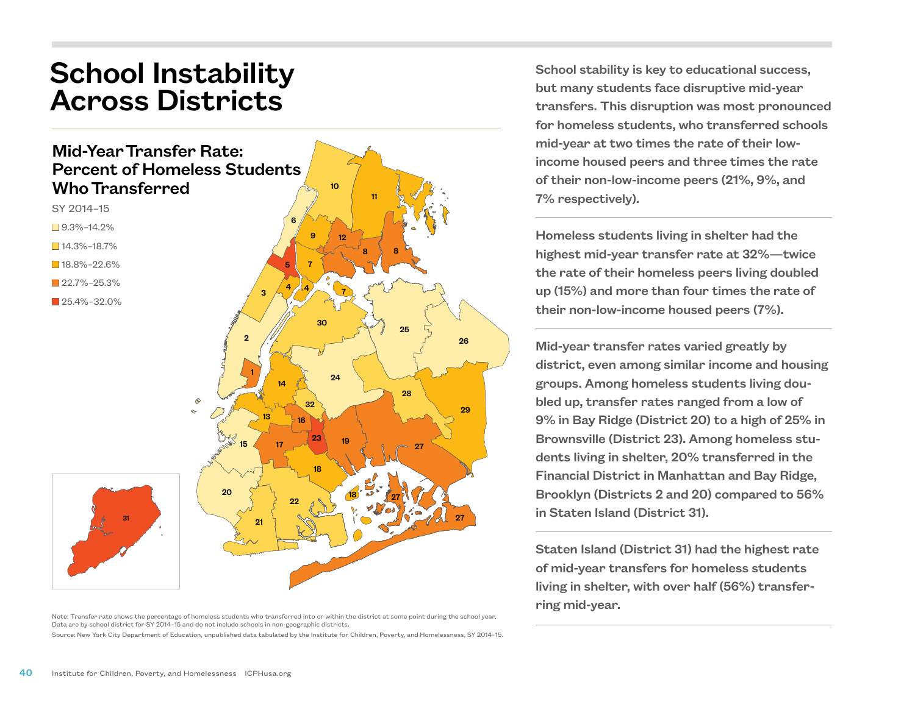# School Instability Across Districts

## Mid-Year Transfer Rate: Percent of Homeless Students Who Transferred

SY 2014–15

- 9.3%–14.2%
- 14.3%–18.7%
- 18.8%–22.6%
- 22.7%–25.3%
- 25.4%–32.0%

10 11 6 9 12 8 8 5 7 4 4 7 3 30 25 26 2 24 1 14 28 32 29 13 16 23 19 27 17 15 18 20 22 18 27 21 27 31

Note: Transfer rate shows the percentage of homeless students who transferred into or within the district at some point during the school year. Data are by school district for SY 2014–15 and do not include schools in non-geographic districts.

Source: New York City Department of Education, unpublished data tabulated by the Institute for Children, Poverty, and Homelessness, SY 2014–15.

**School stability is key to educational success, but many students face disruptive mid-year transfers. This disruption was most pronounced for homeless students, who transferred schools mid-year at two times the rate of their low-income housed peers and three times the rate of their non-low-income peers (21%, 9%, and 7% respectively).**

**Homeless students living in shelter had the highest mid-year transfer rate at 32%—twice the rate of their homeless peers living doubled up (15%) and more than four times the rate of their non-low-income housed peers (7%).**

**Mid-year transfer rates varied greatly by district, even among similar income and housing groups. Among homeless students living doubled up, transfer rates ranged from a low of 9% in Bay Ridge (District 20) to a high of 25% in Brownsville (District 23). Among homeless students living in shelter, 20% transferred in the Financial District in Manhattan and Bay Ridge, Brooklyn (Districts 2 and 20) compared to 56% in Staten Island (District 31).**

**Staten Island (District 31) had the highest rate of mid-year transfers for homeless students living in shelter, with over half (56%) transferring mid-year.**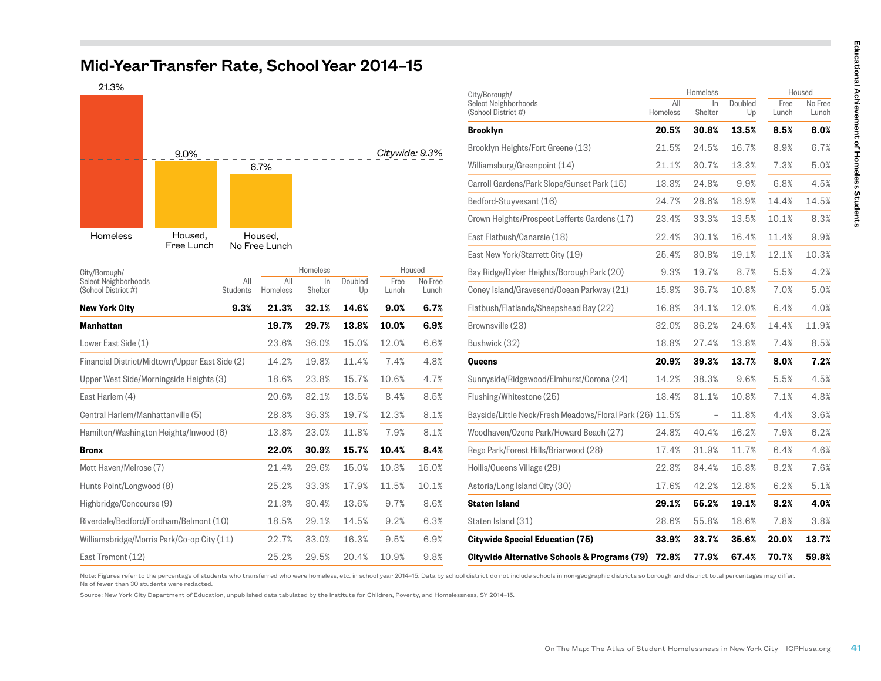## Mid-Year Transfer Rate, School Year 2014–15

21.3%

9.0%

6.7%

Citywide: 9.3%

Homeless

Housed, Free Lunch

Housed, No Free Lunch

| City/Borough/ Select Neighborhoods (School District #) | All Students | Homeless | | | Housed | |
|---|---|---|---|---|---|---|
| | | All Homeless | In Shelter | Doubled Up | Free Lunch | No Free Lunch |
| **New York City** | **9.3%** | **21.3%** | **32.1%** | **14.6%** | **9.0%** | **6.7%** |
| **Manhattan** | | **19.7%** | **29.7%** | **13.8%** | **10.0%** | **6.9%** |
| Lower East Side (1) | | 23.6% | 36.0% | 15.0% | 12.0% | 6.6% |
| Financial District/Midtown/Upper East Side (2) | | 14.2% | 19.8% | 11.4% | 7.4% | 4.8% |
| Upper West Side/Morningside Heights (3) | | 18.6% | 23.8% | 15.7% | 10.6% | 4.7% |
| East Harlem (4) | | 20.6% | 32.1% | 13.5% | 8.4% | 8.5% |
| Central Harlem/Manhattanville (5) | | 28.8% | 36.3% | 19.7% | 12.3% | 8.1% |
| Hamilton/Washington Heights/Inwood (6) | | 13.8% | 23.0% | 11.8% | 7.9% | 8.1% |
| **Bronx** | | **22.0%** | **30.9%** | **15.7%** | **10.4%** | **8.4%** |
| Mott Haven/Melrose (7) | | 21.4% | 29.6% | 15.0% | 10.3% | 15.0% |
| Hunts Point/Longwood (8) | | 25.2% | 33.3% | 17.9% | 11.5% | 10.1% |
| Highbridge/Concourse (9) | | 21.3% | 30.4% | 13.6% | 9.7% | 8.6% |
| Riverdale/Bedford/Fordham/Belmont (10) | | 18.5% | 29.1% | 14.5% | 9.2% | 6.3% |
| Williamsbridge/Morris Park/Co-op City (11) | | 22.7% | 33.0% | 16.3% | 9.5% | 6.9% |
| East Tremont (12) | | 25.2% | 29.5% | 20.4% | 10.9% | 9.8% |

| City/Borough/ Select Neighborhoods (School District #) | Homeless | | | Housed | |
|---|---|---|---|---|---|
| | All Homeless | In Shelter | Doubled Up | Free Lunch | No Free Lunch |
| **Brooklyn** | **20.5%** | **30.8%** | **13.5%** | **8.5%** | **6.0%** |
| Brooklyn Heights/Fort Greene (13) | 21.5% | 24.5% | 16.7% | 8.9% | 6.7% |
| Williamsburg/Greenpoint (14) | 21.1% | 30.7% | 13.3% | 7.3% | 5.0% |
| Carroll Gardens/Park Slope/Sunset Park (15) | 13.3% | 24.8% | 9.9% | 6.8% | 4.5% |
| Bedford-Stuyvesant (16) | 24.7% | 28.6% | 18.9% | 14.4% | 14.5% |
| Crown Heights/Prospect Lefferts Gardens (17) | 23.4% | 33.3% | 13.5% | 10.1% | 8.3% |
| East Flatbush/Canarsie (18) | 22.4% | 30.1% | 16.4% | 11.4% | 9.9% |
| East New York/Starrett City (19) | 25.4% | 30.8% | 19.1% | 12.1% | 10.3% |
| Bay Ridge/Dyker Heights/Borough Park (20) | 9.3% | 19.7% | 8.7% | 5.5% | 4.2% |
| Coney Island/Gravesend/Ocean Parkway (21) | 15.9% | 36.7% | 10.8% | 7.0% | 5.0% |
| Flatbush/Flatlands/Sheepshead Bay (22) | 16.8% | 34.1% | 12.0% | 6.4% | 4.0% |
| Brownsville (23) | 32.0% | 36.2% | 24.6% | 14.4% | 11.9% |
| Bushwick (32) | 18.8% | 27.4% | 13.8% | 7.4% | 8.5% |
| **Queens** | **20.9%** | **39.3%** | **13.7%** | **8.0%** | **7.2%** |
| Sunnyside/Ridgewood/Elmhurst/Corona (24) | 14.2% | 38.3% | 9.6% | 5.5% | 4.5% |
| Flushing/Whitestone (25) | 13.4% | 31.1% | 10.8% | 7.1% | 4.8% |
| Bayside/Little Neck/Fresh Meadows/Floral Park (26) | 11.5% | – | 11.8% | 4.4% | 3.6% |
| Woodhaven/Ozone Park/Howard Beach (27) | 24.8% | 40.4% | 16.2% | 7.9% | 6.2% |
| Rego Park/Forest Hills/Briarwood (28) | 17.4% | 31.9% | 11.7% | 6.4% | 4.6% |
| Hollis/Queens Village (29) | 22.3% | 34.4% | 15.3% | 9.2% | 7.6% |
| Astoria/Long Island City (30) | 17.6% | 42.2% | 12.8% | 6.2% | 5.1% |
| **Staten Island** | **29.1%** | **55.2%** | **19.1%** | **8.2%** | **4.0%** |
| Staten Island (31) | 28.6% | 55.8% | 18.6% | 7.8% | 3.8% |
| **Citywide Special Education (75)** | **33.9%** | **33.7%** | **35.6%** | **20.0%** | **13.7%** |
| **Citywide Alternative Schools & Programs (79)** | **72.8%** | **77.9%** | **67.4%** | **70.7%** | **59.8%** |

Note: Figures refer to the percentage of students who transferred who were homeless, etc. in school year 2014–15. Data by school district do not include schools in non-geographic districts so borough and district total percentages may differ. Ns of fewer than 30 students were redacted.

Source: New York City Department of Education, unpublished data tabulated by the Institute for Children, Poverty, and Homelessness, SY 2014–15.